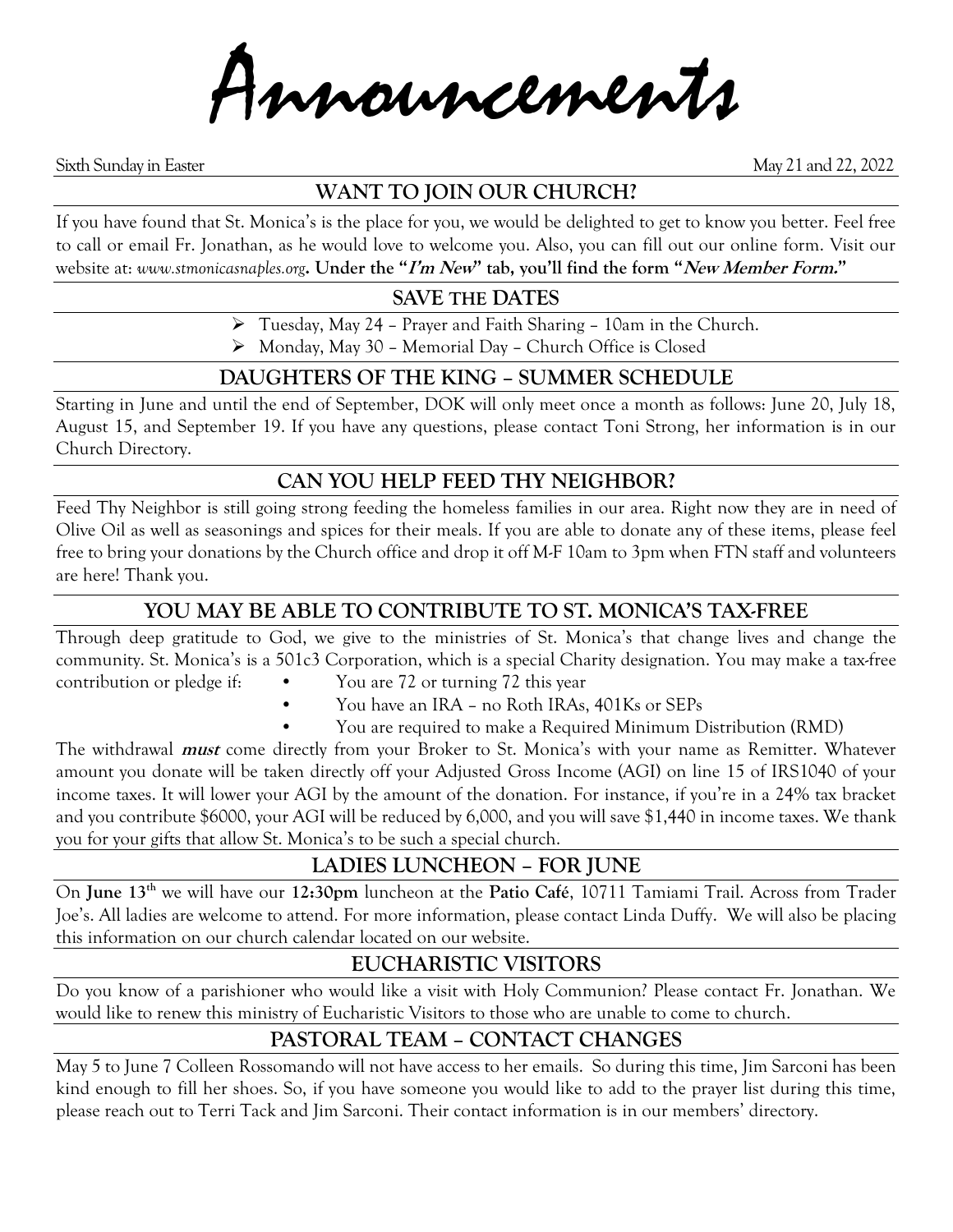# Announcements

Sixth Sunday in Easter May 21 and 22, 2022

## WANT TO JOIN OUR CHURCH?

If you have found that St. Monica's is the place for you, we would be delighted to get to know you better. Feel free to call or email Fr. Jonathan, as he would love to welcome you. Also, you can fill out our online form. Visit our website at: *www.stmonicasnaples.org*. **Under the "*I'm New*" tab, you'll find the form "*New Member Form.*"**

## SAVE THE DATES

- Tuesday, May 24 – Prayer and Faith Sharing – 10am in the Church.
- Monday, May 30 – Memorial Day – Church Office is Closed

## DAUGHTERS OF THE KING – SUMMER SCHEDULE

Starting in June and until the end of September, DOK will only meet once a month as follows: June 20, July 18, August 15, and September 19. If you have any questions, please contact Toni Strong, her information is in our Church Directory.

## CAN YOU HELP FEED THY NEIGHBOR?

Feed Thy Neighbor is still going strong feeding the homeless families in our area. Right now they are in need of Olive Oil as well as seasonings and spices for their meals. If you are able to donate any of these items, please feel free to bring your donations by the Church office and drop it off M-F 10am to 3pm when FTN staff and volunteers are here! Thank you.

## YOU MAY BE ABLE TO CONTRIBUTE TO ST. MONICA'S TAX-FREE

Through deep gratitude to God, we give to the ministries of St. Monica's that change lives and change the community. St. Monica's is a 501c3 Corporation, which is a special Charity designation. You may make a tax-free contribution or pledge if:

- You are 72 or turning 72 this year
- You have an IRA – no Roth IRAs, 401Ks or SEPs
- You are required to make a Required Minimum Distribution (RMD)

The withdrawal ***must*** come directly from your Broker to St. Monica's with your name as Remitter. Whatever amount you donate will be taken directly off your Adjusted Gross Income (AGI) on line 15 of IRS1040 of your income taxes. It will lower your AGI by the amount of the donation. For instance, if you're in a 24% tax bracket and you contribute $6000, your AGI will be reduced by 6,000, and you will save $1,440 in income taxes. We thank you for your gifts that allow St. Monica's to be such a special church.

## LADIES LUNCHEON – FOR JUNE

On **June 13th** we will have our **12:30pm** luncheon at the **Patio Café**, 10711 Tamiami Trail. Across from Trader Joe's. All ladies are welcome to attend. For more information, please contact Linda Duffy. We will also be placing this information on our church calendar located on our website.

## EUCHARISTIC VISITORS

Do you know of a parishioner who would like a visit with Holy Communion? Please contact Fr. Jonathan. We would like to renew this ministry of Eucharistic Visitors to those who are unable to come to church.

## PASTORAL TEAM – CONTACT CHANGES

May 5 to June 7 Colleen Rossomando will not have access to her emails. So during this time, Jim Sarconi has been kind enough to fill her shoes. So, if you have someone you would like to add to the prayer list during this time, please reach out to Terri Tack and Jim Sarconi. Their contact information is in our members' directory.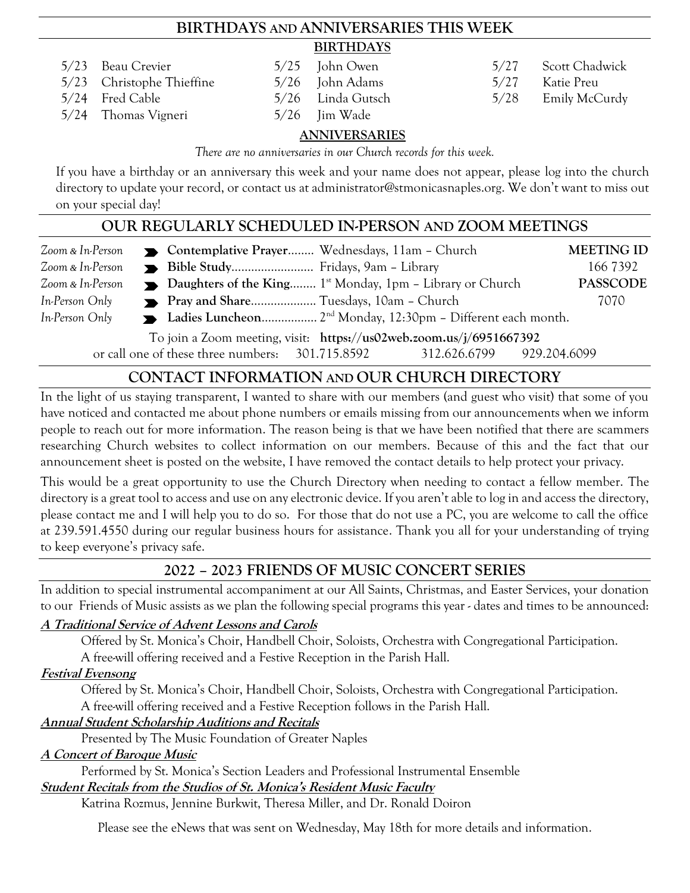## BIRTHDAYS AND ANNIVERSARIES THIS WEEK

### BIRTHDAYS

5/23 Beau Crevier
5/23 Christophe Thieffine
5/24 Fred Cable
5/24 Thomas Vigneri
5/25 John Owen
5/26 John Adams
5/26 Linda Gutsch
5/26 Jim Wade
5/27 Scott Chadwick
5/27 Katie Preu
5/28 Emily McCurdy

### ANNIVERSARIES

*There are no anniversaries in our Church records for this week.*

If you have a birthday or an anniversary this week and your name does not appear, please log into the church directory to update your record, or contact us at administrator@stmonicasnaples.org. We don't want to miss out on your special day!

## OUR REGULARLY SCHEDULED IN-PERSON AND ZOOM MEETINGS

| | | | |
|---|---|---|---|
| *Zoom & In-Person* | **Contemplative Prayer** | Wednesdays, 11am – Church | **MEETING ID** |
| *Zoom & In-Person* | **Bible Study** | Fridays, 9am – Library | 166 7392 |
| *Zoom & In-Person* | **Daughters of the King** | 1st Monday, 1pm – Library or Church | **PASSCODE** |
| *In-Person Only* | **Pray and Share** | Tuesdays, 10am – Church | 7070 |
| *In-Person Only* | **Ladies Luncheon** | 2nd Monday, 12:30pm – Different each month. | |

To join a Zoom meeting, visit: **https://us02web.zoom.us/j/6951667392**
or call one of these three numbers: 301.715.8592 312.626.6799 929.204.6099

## CONTACT INFORMATION AND OUR CHURCH DIRECTORY

In the light of us staying transparent, I wanted to share with our members (and guest who visit) that some of you have noticed and contacted me about phone numbers or emails missing from our announcements when we inform people to reach out for more information. The reason being is that we have been notified that there are scammers researching Church websites to collect information on our members. Because of this and the fact that our announcement sheet is posted on the website, I have removed the contact details to help protect your privacy.

This would be a great opportunity to use the Church Directory when needing to contact a fellow member. The directory is a great tool to access and use on any electronic device. If you aren't able to log in and access the directory, please contact me and I will help you to do so. For those that do not use a PC, you are welcome to call the office at 239.591.4550 during our regular business hours for assistance. Thank you all for your understanding of trying to keep everyone's privacy safe.

## 2022 – 2023 FRIENDS OF MUSIC CONCERT SERIES

In addition to special instrumental accompaniment at our All Saints, Christmas, and Easter Services, your donation to our Friends of Music assists as we plan the following special programs this year - dates and times to be announced:

***A Traditional Service of Advent Lessons and Carols***
Offered by St. Monica's Choir, Handbell Choir, Soloists, Orchestra with Congregational Participation.
A free-will offering received and a Festive Reception in the Parish Hall.

***Festival Evensong***
Offered by St. Monica's Choir, Handbell Choir, Soloists, Orchestra with Congregational Participation.
A free-will offering received and a Festive Reception follows in the Parish Hall.

***Annual Student Scholarship Auditions and Recitals***
Presented by The Music Foundation of Greater Naples

***A Concert of Baroque Music***
Performed by St. Monica's Section Leaders and Professional Instrumental Ensemble

***Student Recitals from the Studios of St. Monica's Resident Music Faculty***
Katrina Rozmus, Jennine Burkwit, Theresa Miller, and Dr. Ronald Doiron

Please see the eNews that was sent on Wednesday, May 18th for more details and information.